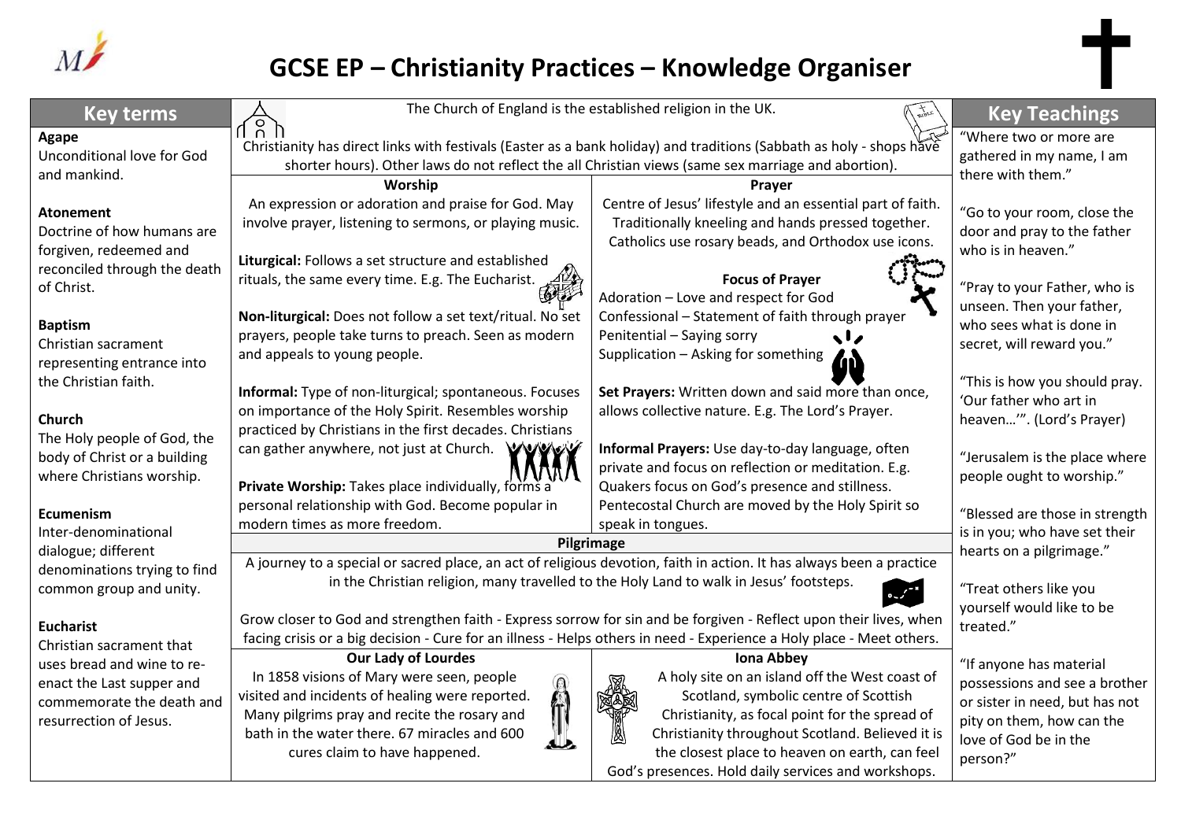# GCSE EP – Christianity Practices – Knowledge Organiser

## Key terms

**Agape**
Unconditional love for God and mankind.

**Atonement**
Doctrine of how humans are forgiven, redeemed and reconciled through the death of Christ.

**Baptism**
Christian sacrament representing entrance into the Christian faith.

**Church**
The Holy people of God, the body of Christ or a building where Christians worship.

**Ecumenism**
Inter-denominational dialogue; different denominations trying to find common group and unity.

**Eucharist**
Christian sacrament that uses bread and wine to re-enact the Last supper and commemorate the death and resurrection of Jesus.

---

The Church of England is the established religion in the UK.

Christianity has direct links with festivals (Easter as a bank holiday) and traditions (Sabbath as holy - shops have shorter hours). Other laws do not reflect the all Christian views (same sex marriage and abortion).

### Worship

An expression or adoration and praise for God. May involve prayer, listening to sermons, or playing music.

**Liturgical:** Follows a set structure and established rituals, the same every time. E.g. The Eucharist.

**Non-liturgical:** Does not follow a set text/ritual. No set prayers, people take turns to preach. Seen as modern and appeals to young people.

**Informal:** Type of non-liturgical; spontaneous. Focuses on importance of the Holy Spirit. Resembles worship practiced by Christians in the first decades. Christians can gather anywhere, not just at Church.

**Private Worship:** Takes place individually, forms a personal relationship with God. Become popular in modern times as more freedom.

### Prayer

Centre of Jesus' lifestyle and an essential part of faith. Traditionally kneeling and hands pressed together. Catholics use rosary beads, and Orthodox use icons.

**Focus of Prayer**

Adoration – Love and respect for God
Confessional – Statement of faith through prayer
Penitential – Saying sorry
Supplication – Asking for something

**Set Prayers:** Written down and said more than once, allows collective nature. E.g. The Lord's Prayer.

**Informal Prayers:** Use day-to-day language, often private and focus on reflection or meditation. E.g. Quakers focus on God's presence and stillness. Pentecostal Church are moved by the Holy Spirit so speak in tongues.

### Pilgrimage

A journey to a special or sacred place, an act of religious devotion, faith in action. It has always been a practice in the Christian religion, many travelled to the Holy Land to walk in Jesus' footsteps.

Grow closer to God and strengthen faith - Express sorrow for sin and be forgiven - Reflect upon their lives, when facing crisis or a big decision - Cure for an illness - Helps others in need - Experience a Holy place - Meet others.

#### Our Lady of Lourdes

In 1858 visions of Mary were seen, people visited and incidents of healing were reported. Many pilgrims pray and recite the rosary and bath in the water there. 67 miracles and 600 cures claim to have happened.

#### Iona Abbey

A holy site on an island off the West coast of Scotland, symbolic centre of Scottish Christianity, as focal point for the spread of Christianity throughout Scotland. Believed it is the closest place to heaven on earth, can feel God's presences. Hold daily services and workshops.

---

## Key Teachings

"Where two or more are gathered in my name, I am there with them."

"Go to your room, close the door and pray to the father who is in heaven."

"Pray to your Father, who is unseen. Then your father, who sees what is done in secret, will reward you."

"This is how you should pray. 'Our father who art in heaven…'". (Lord's Prayer)

"Jerusalem is the place where people ought to worship."

"Blessed are those in strength is in you; who have set their hearts on a pilgrimage."

"Treat others like you yourself would like to be treated."

"If anyone has material possessions and see a brother or sister in need, but has not pity on them, how can the love of God be in the person?"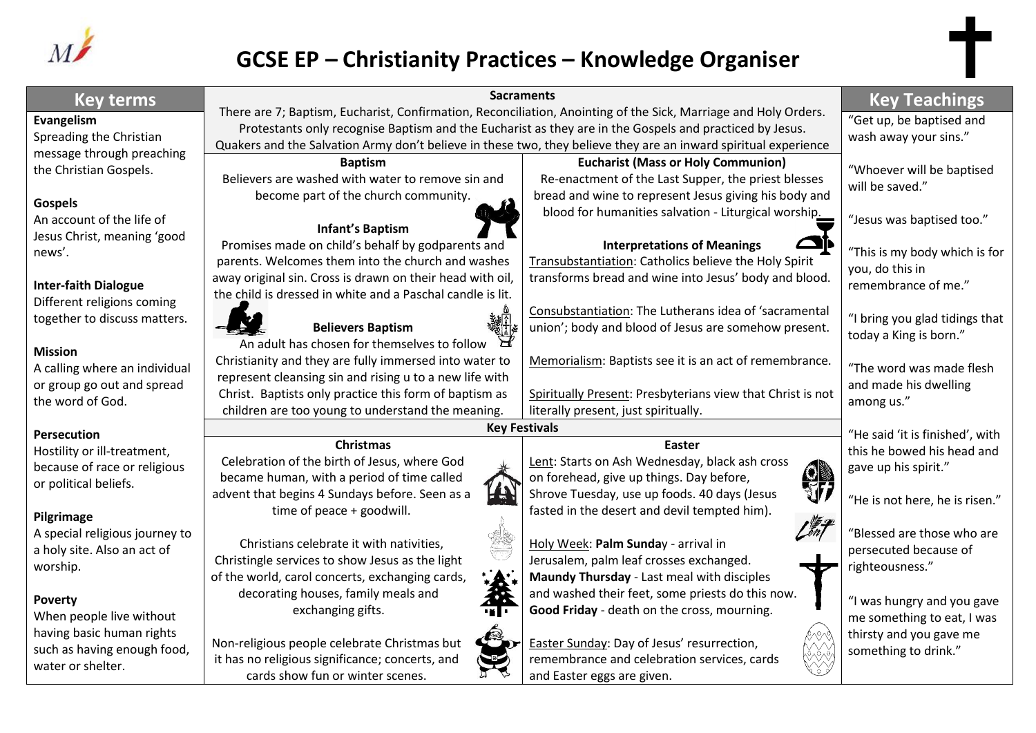# GCSE EP – Christianity Practices – Knowledge Organiser

## Key terms

**Evangelism**
Spreading the Christian message through preaching the Christian Gospels.

**Gospels**
An account of the life of Jesus Christ, meaning 'good news'.

**Inter-faith Dialogue**
Different religions coming together to discuss matters.

**Mission**
A calling where an individual or group go out and spread the word of God.

**Persecution**
Hostility or ill-treatment, because of race or religious or political beliefs.

**Pilgrimage**
A special religious journey to a holy site. Also an act of worship.

**Poverty**
When people live without having basic human rights such as having enough food, water or shelter.

## Sacraments

There are 7; Baptism, Eucharist, Confirmation, Reconciliation, Anointing of the Sick, Marriage and Holy Orders. Protestants only recognise Baptism and the Eucharist as they are in the Gospels and practiced by Jesus. Quakers and the Salvation Army don't believe in these two, they believe they are an inward spiritual experience

### Baptism

Believers are washed with water to remove sin and become part of the church community.

**Infant's Baptism**

Promises made on child's behalf by godparents and parents. Welcomes them into the church and washes away original sin. Cross is drawn on their head with oil, the child is dressed in white and a Paschal candle is lit.

**Believers Baptism**

An adult has chosen for themselves to follow Christianity and they are fully immersed into water to represent cleansing sin and rising u to a new life with Christ. Baptists only practice this form of baptism as children are too young to understand the meaning.

### Eucharist (Mass or Holy Communion)

Re-enactment of the Last Supper, the priest blesses bread and wine to represent Jesus giving his body and blood for humanities salvation - Liturgical worship.

**Interpretations of Meanings**

Transubstantiation: Catholics believe the Holy Spirit transforms bread and wine into Jesus' body and blood.

Consubstantiation: The Lutherans idea of 'sacramental union'; body and blood of Jesus are somehow present.

Memorialism: Baptists see it is an act of remembrance.

Spiritually Present: Presbyterians view that Christ is not literally present, just spiritually.

## Key Festivals

### Christmas

Celebration of the birth of Jesus, where God became human, with a period of time called advent that begins 4 Sundays before. Seen as a time of peace + goodwill.

Christians celebrate it with nativities, Christingle services to show Jesus as the light of the world, carol concerts, exchanging cards, decorating houses, family meals and exchanging gifts.

Non-religious people celebrate Christmas but it has no religious significance; concerts, and cards show fun or winter scenes.

### Easter

Lent: Starts on Ash Wednesday, black ash cross on forehead, give up things. Day before, Shrove Tuesday, use up foods. 40 days (Jesus fasted in the desert and devil tempted him).

Holy Week: **Palm Sunday** - arrival in Jerusalem, palm leaf crosses exchanged. **Maundy Thursday** - Last meal with disciples and washed their feet, some priests do this now. **Good Friday** - death on the cross, mourning.

Easter Sunday: Day of Jesus' resurrection, remembrance and celebration services, cards and Easter eggs are given.

## Key Teachings

"Get up, be baptised and wash away your sins."

"Whoever will be baptised will be saved."

"Jesus was baptised too."

"This is my body which is for you, do this in remembrance of me."

"I bring you glad tidings that today a King is born."

"The word was made flesh and made his dwelling among us."

"He said 'it is finished', with this he bowed his head and gave up his spirit."

"He is not here, he is risen."

"Blessed are those who are persecuted because of righteousness."

"I was hungry and you gave me something to eat, I was thirsty and you gave me something to drink."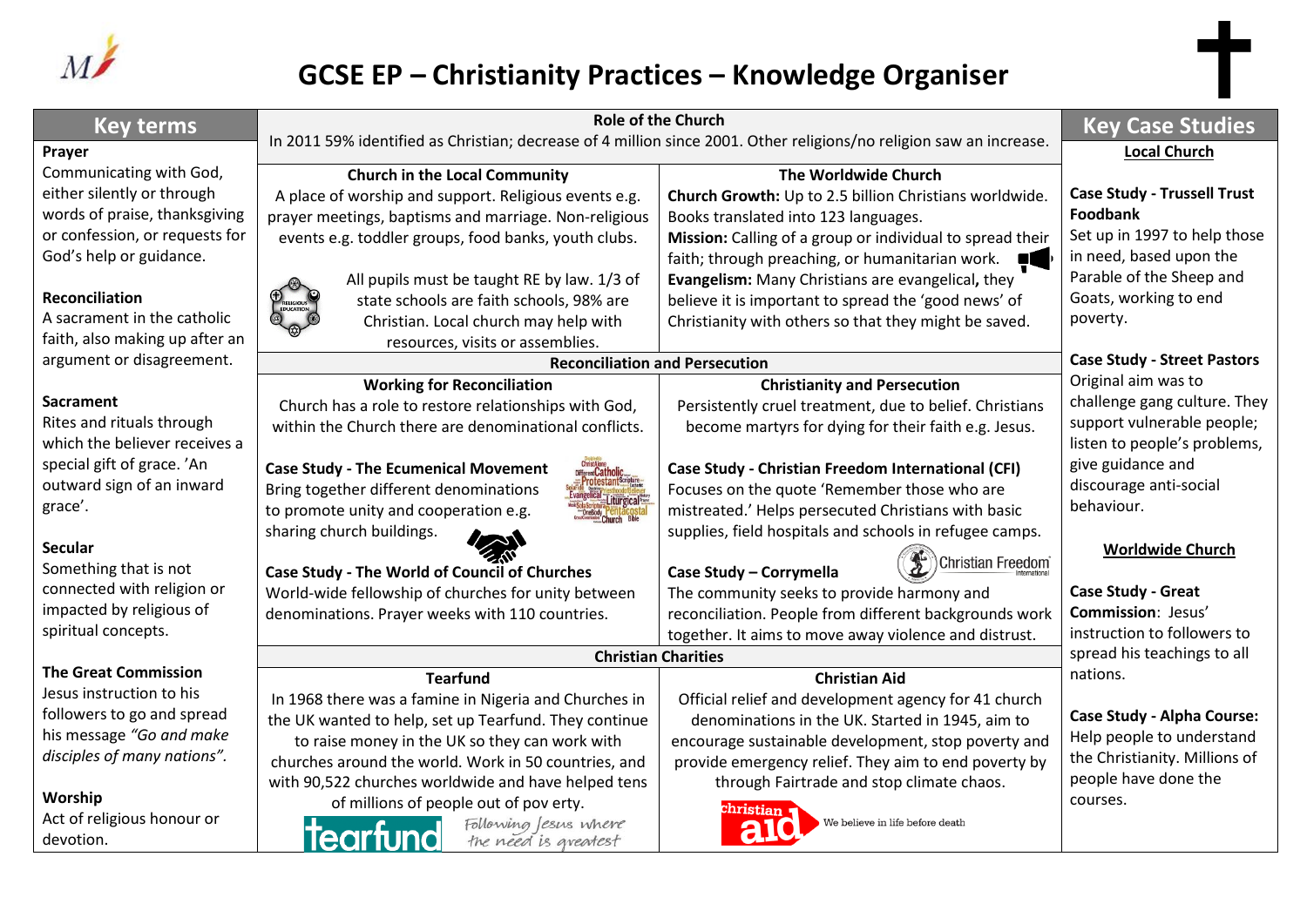# GCSE EP – Christianity Practices – Knowledge Organiser

## Key terms

**Prayer**
Communicating with God, either silently or through words of praise, thanksgiving or confession, or requests for God's help or guidance.

**Reconciliation**
A sacrament in the catholic faith, also making up after an argument or disagreement.

**Sacrament**
Rites and rituals through which the believer receives a special gift of grace. 'An outward sign of an inward grace'.

**Secular**
Something that is not connected with religion or impacted by religious of spiritual concepts.

**The Great Commission**
Jesus instruction to his followers to go and spread his message *"Go and make disciples of many nations".*

**Worship**
Act of religious honour or devotion.

## Role of the Church

In 2011 59% identified as Christian; decrease of 4 million since 2001. Other religions/no religion saw an increase.

### Church in the Local Community

A place of worship and support. Religious events e.g. prayer meetings, baptisms and marriage. Non-religious events e.g. toddler groups, food banks, youth clubs.

All pupils must be taught RE by law. 1/3 of state schools are faith schools, 98% are Christian. Local church may help with resources, visits or assemblies.

### The Worldwide Church

**Church Growth:** Up to 2.5 billion Christians worldwide. Books translated into 123 languages.

**Mission:** Calling of a group or individual to spread their faith; through preaching, or humanitarian work.

**Evangelism:** Many Christians are evangelical**,** they believe it is important to spread the 'good news' of Christianity with others so that they might be saved.

## Reconciliation and Persecution

### Working for Reconciliation

Church has a role to restore relationships with God, within the Church there are denominational conflicts.

**Case Study - The Ecumenical Movement**
Bring together different denominations to promote unity and cooperation e.g. sharing church buildings.

**Case Study - The World of Council of Churches**
World-wide fellowship of churches for unity between denominations. Prayer weeks with 110 countries.

### Christianity and Persecution

Persistently cruel treatment, due to belief. Christians become martyrs for dying for their faith e.g. Jesus.

**Case Study - Christian Freedom International (CFI)**
Focuses on the quote 'Remember those who are mistreated.' Helps persecuted Christians with basic supplies, field hospitals and schools in refugee camps.

**Case Study – Corrymella**
The community seeks to provide harmony and reconciliation. People from different backgrounds work together. It aims to move away violence and distrust.

## Christian Charities

### Tearfund

In 1968 there was a famine in Nigeria and Churches in the UK wanted to help, set up Tearfund. They continue to raise money in the UK so they can work with churches around the world. Work in 50 countries, and with 90,522 churches worldwide and have helped tens of millions of people out of pov erty.

tearfund – Following Jesus where the need is greatest

### Christian Aid

Official relief and development agency for 41 church denominations in the UK. Started in 1945, aim to encourage sustainable development, stop poverty and provide emergency relief. They aim to end poverty by through Fairtrade and stop climate chaos.

christian aid – We believe in life before death

## Key Case Studies

### Local Church

**Case Study - Trussell Trust Foodbank**
Set up in 1997 to help those in need, based upon the Parable of the Sheep and Goats, working to end poverty.

**Case Study - Street Pastors**
Original aim was to challenge gang culture. They support vulnerable people; listen to people's problems, give guidance and discourage anti-social behaviour.

### Worldwide Church

**Case Study - Great Commission**: Jesus' instruction to followers to spread his teachings to all nations.

**Case Study - Alpha Course:** Help people to understand the Christianity. Millions of people have done the courses.